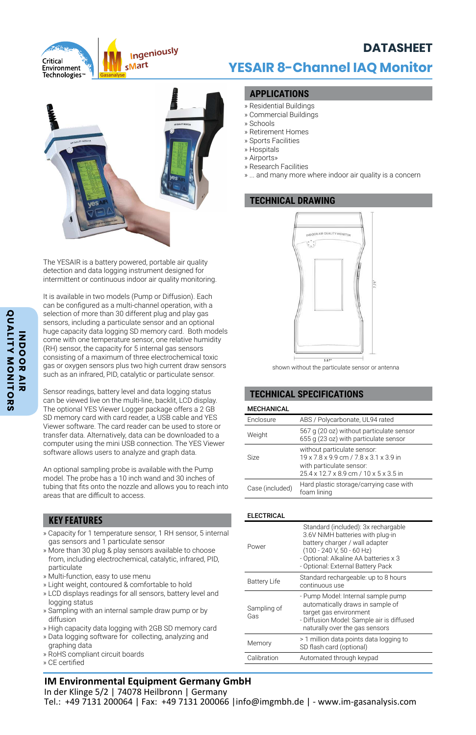Critical Environment Technologies™

Ingeniously sMart

# DATASHEET

# YESAIR 8-Channel IAQ Monitor

The YESAIR is a battery powered, portable air quality detection and data logging instrument designed for intermittent or continuous indoor air quality monitoring.

It is available in two models (Pump or Diffusion). Each can be configured as a multi-channel operation, with a selection of more than 30 different plug and play gas sensors, including a particulate sensor and an optional huge capacity data logging SD memory card. Both models come with one temperature sensor, one relative humidity (RH) sensor, the capacity for 5 internal gas sensors consisting of a maximum of three electrochemical toxic gas or oxygen sensors plus two high current draw sensors such as an infrared, PID, catalytic or particulate sensor.

Sensor readings, battery level and data logging status can be viewed live on the multi-line, backlit, LCD display. The optional YES Viewer Logger package offers a 2 GB SD memory card with card reader, a USB cable and YES Viewer software. The card reader can be used to store or transfer data. Alternatively, data can be downloaded to a computer using the mini USB connection. The YES Viewer software allows users to analyze and graph data.

An optional sampling probe is available with the Pump model. The probe has a 10 inch wand and 30 inches of tubing that fits onto the nozzle and allows you to reach into areas that are difficult to access.

## KEY FEATURES

» Capacity for 1 temperature sensor, 1 RH sensor, 5 internal gas sensors and 1 particulate sensor
» More than 30 plug & play sensors available to choose from, including electrochemical, catalytic, infrared, PID, particulate
» Multi-function, easy to use menu
» Light weight, contoured & comfortable to hold
» LCD displays readings for all sensors, battery level and logging status
» Sampling with an internal sample draw pump or by diffusion
» High capacity data logging with 2GB SD memory card
» Data logging software for collecting, analyzing and graphing data
» RoHS compliant circuit boards
» CE certified

## APPLICATIONS

» Residential Buildings
» Commercial Buildings
» Schools
» Retirement Homes
» Sports Facilities
» Hospitals
» Airports»
» Research Facilities
» ... and many more where indoor air quality is a concern

## TECHNICAL DRAWING

shown without the particulate sensor or antenna

## TECHNICAL SPECIFICATIONS

### MECHANICAL

| | |
|---|---|
| Enclosure | ABS / Polycarbonate, UL94 rated |
| Weight | 567 g (20 oz) without particulate sensor<br>655 g (23 oz) with particulate sensor |
| Size | without particulate sensor:<br>19 x 7.8 x 9.9 cm / 7.8 x 3.1 x 3.9 in<br>with particulate sensor:<br>25.4 x 12.7 x 8.9 cm / 10 x 5 x 3.5 in |
| Case (included) | Hard plastic storage/carrying case with foam lining |

### ELECTRICAL

| | |
|---|---|
| Power | Standard (included): 3x rechargable 3.6V NiMH batteries with plug-in battery charger / wall adapter (100 - 240 V, 50 - 60 Hz)<br>- Optional: Alkaline AA batteries x 3<br>- Optional: External Battery Pack |
| Battery Life | Standard rechargeable: up to 8 hours continuous use |
| Sampling of Gas | - Pump Model: Internal sample pump automatically draws in sample of target gas environment<br>- Diffusion Model: Sample air is diffused naturally over the gas sensors |
| Memory | > 1 million data points data logging to SD flash card (optional) |
| Calibration | Automated through keypad |

INDOOR AIR QUALITY MONITORS

**IM Environmental Equipment Germany GmbH**
In der Klinge 5/2 | 74078 Heilbronn | Germany
Tel.: +49 7131 200064 | Fax: +49 7131 200066 |info@imgmbh.de | - www.im-gasanalysis.com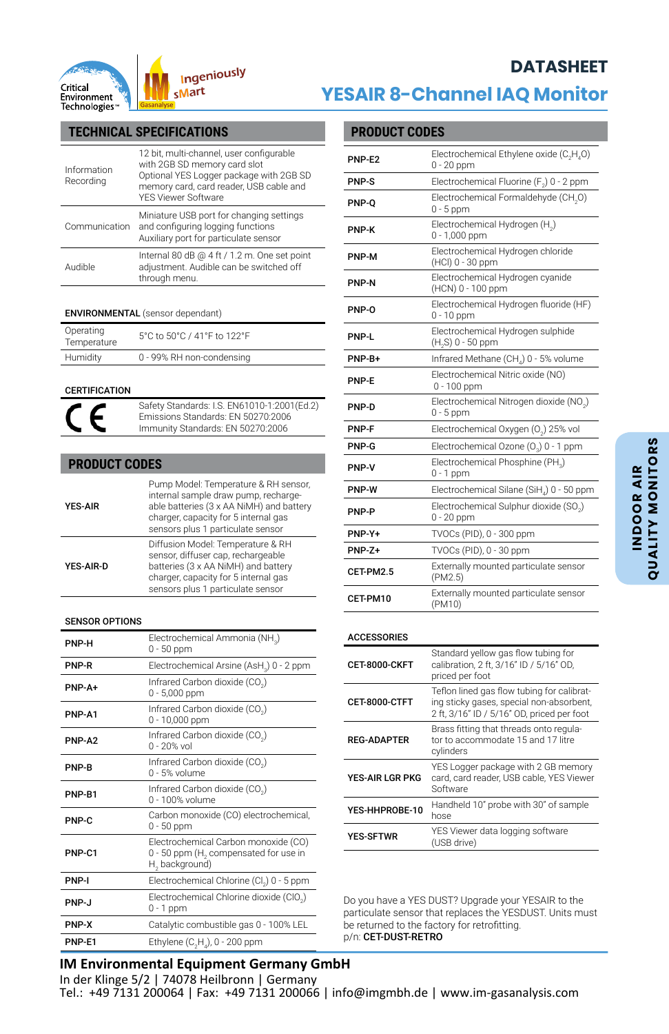# DATASHEET

## YESAIR 8-Channel IAQ Monitor

## TECHNICAL SPECIFICATIONS

| | |
|---|---|
| Information Recording | 12 bit, multi-channel, user configurable with 2GB SD memory card slot Optional YES Logger package with 2GB SD memory card, card reader, USB cable and YES Viewer Software |
| Communication | Miniature USB port for changing settings and configuring logging functions Auxiliary port for particulate sensor |
| Audible | Internal 80 dB @ 4 ft / 1.2 m. One set point adjustment. Audible can be switched off through menu. |

**ENVIRONMENTAL** (sensor dependant)

| | |
|---|---|
| Operating Temperature | 5°C to 50°C / 41°F to 122°F |
| Humidity | 0 - 99% RH non-condensing |

**CERTIFICATION**

| | |
|---|---|
| CE | Safety Standards: I.S. EN61010-1:2001(Ed.2) Emissions Standards: EN 50270:2006 Immunity Standards: EN 50270:2006 |

## PRODUCT CODES

| | |
|---|---|
| **YES-AIR** | Pump Model: Temperature & RH sensor, internal sample draw pump, rechargeable batteries (3 x AA NiMH) and battery charger, capacity for 5 internal gas sensors plus 1 particulate sensor |
| **YES-AIR-D** | Diffusion Model: Temperature & RH sensor, diffuser cap, rechargeable batteries (3 x AA NiMH) and battery charger, capacity for 5 internal gas sensors plus 1 particulate sensor |

**SENSOR OPTIONS**

| | |
|---|---|
| **PNP-H** | Electrochemical Ammonia ($NH_3$) 0 - 50 ppm |
| **PNP-R** | Electrochemical Arsine ($AsH_3$) 0 - 2 ppm |
| **PNP-A+** | Infrared Carbon dioxide ($CO_2$) 0 - 5,000 ppm |
| **PNP-A1** | Infrared Carbon dioxide ($CO_2$) 0 - 10,000 ppm |
| **PNP-A2** | Infrared Carbon dioxide ($CO_2$) 0 - 20% vol |
| **PNP-B** | Infrared Carbon dioxide ($CO_2$) 0 - 5% volume |
| **PNP-B1** | Infrared Carbon dioxide ($CO_2$) 0 - 100% volume |
| **PNP-C** | Carbon monoxide (CO) electrochemical, 0 - 50 ppm |
| **PNP-C1** | Electrochemical Carbon monoxide (CO) 0 - 50 ppm ($H_2$ compensated for use in $H_2$ background) |
| **PNP-I** | Electrochemical Chlorine ($Cl_2$) 0 - 5 ppm |
| **PNP-J** | Electrochemical Chlorine dioxide ($ClO_2$) 0 - 1 ppm |
| **PNP-X** | Catalytic combustible gas 0 - 100% LEL |
| **PNP-E1** | Ethylene ($C_2H_4$), 0 - 200 ppm |
| **PNP-E2** | Electrochemical Ethylene oxide ($C_2H_4O$) 0 - 20 ppm |
| **PNP-S** | Electrochemical Fluorine ($F_2$) 0 - 2 ppm |
| **PNP-Q** | Electrochemical Formaldehyde ($CH_2O$) 0 - 5 ppm |
| **PNP-K** | Electrochemical Hydrogen ($H_2$) 0 - 1,000 ppm |
| **PNP-M** | Electrochemical Hydrogen chloride (HCl) 0 - 30 ppm |
| **PNP-N** | Electrochemical Hydrogen cyanide (HCN) 0 - 100 ppm |
| **PNP-O** | Electrochemical Hydrogen fluoride (HF) 0 - 10 ppm |
| **PNP-L** | Electrochemical Hydrogen sulphide ($H_2S$) 0 - 50 ppm |
| **PNP-B+** | Infrared Methane ($CH_4$) 0 - 5% volume |
| **PNP-E** | Electrochemical Nitric oxide (NO) 0 - 100 ppm |
| **PNP-D** | Electrochemical Nitrogen dioxide ($NO_2$) 0 - 5 ppm |
| **PNP-F** | Electrochemical Oxygen ($O_2$) 25% vol |
| **PNP-G** | Electrochemical Ozone ($O_3$) 0 - 1 ppm |
| **PNP-V** | Electrochemical Phosphine ($PH_3$) 0 - 1 ppm |
| **PNP-W** | Electrochemical Silane ($SiH_4$) 0 - 50 ppm |
| **PNP-P** | Electrochemical Sulphur dioxide ($SO_2$) 0 - 20 ppm |
| **PNP-Y+** | TVOCs (PID), 0 - 300 ppm |
| **PNP-Z+** | TVOCs (PID), 0 - 30 ppm |
| **CET-PM2.5** | Externally mounted particulate sensor (PM2.5) |
| **CET-PM10** | Externally mounted particulate sensor (PM10) |

**ACCESSORIES**

| | |
|---|---|
| **CET-8000-CKFT** | Standard yellow gas flow tubing for calibration, 2 ft, 3/16" ID / 5/16" OD, priced per foot |
| **CET-8000-CTFT** | Teflon lined gas flow tubing for calibrating sticky gases, special non-absorbent, 2 ft, 3/16" ID / 5/16" OD, priced per foot |
| **REG-ADAPTER** | Brass fitting that threads onto regulator to accommodate 15 and 17 litre cylinders |
| **YES-AIR LGR PKG** | YES Logger package with 2 GB memory card, card reader, USB cable, YES Viewer Software |
| **YES-HHPROBE-10** | Handheld 10" probe with 30" of sample hose |
| **YES-SFTWR** | YES Viewer data logging software (USB drive) |

Do you have a YES DUST? Upgrade your YESAIR to the particulate sensor that replaces the YESDUST. Units must be returned to the factory for retrofitting.
p/n: **CET-DUST-RETRO**

INDOOR AIR QUALITY MONITORS

**IM Environmental Equipment Germany GmbH**
In der Klinge 5/2 | 74078 Heilbronn | Germany
Tel.: +49 7131 200064 | Fax: +49 7131 200066 | info@imgmbh.de | www.im-gasanalysis.com